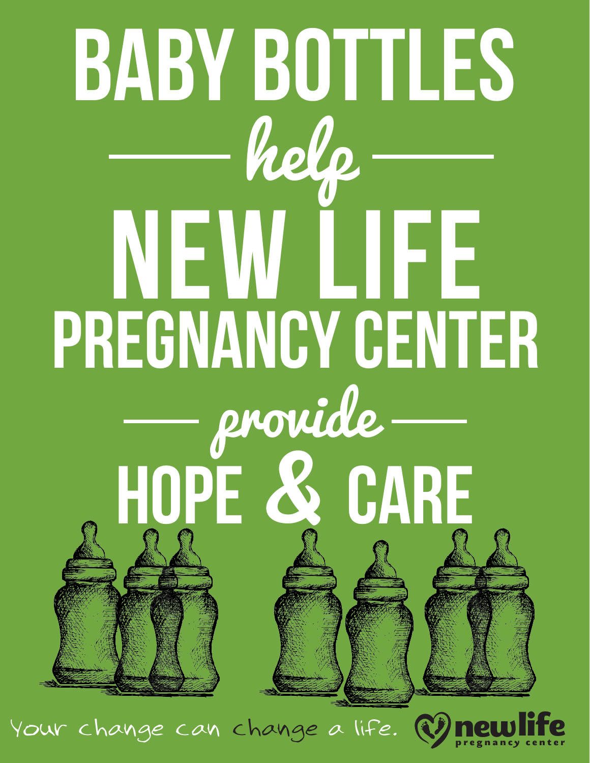# BABY BOTTLES

*help*

# NEW LIFE PREGNANCY CENTER

*provide*

# HOPE & CARE

Your change can change a life.

newlife pregnancy center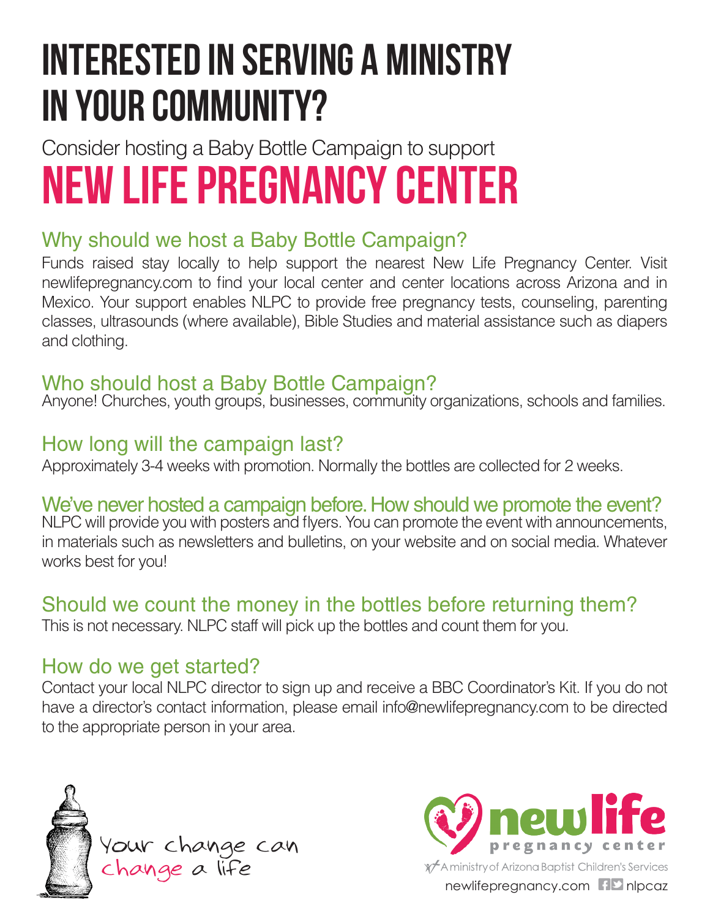# INTERESTED IN SERVING A MINISTRY IN YOUR COMMUNITY?

Consider hosting a Baby Bottle Campaign to support

# NEW LIFE PREGNANCY CENTER

## Why should we host a Baby Bottle Campaign?

Funds raised stay locally to help support the nearest New Life Pregnancy Center. Visit newlifepregnancy.com to find your local center and center locations across Arizona and in Mexico. Your support enables NLPC to provide free pregnancy tests, counseling, parenting classes, ultrasounds (where available), Bible Studies and material assistance such as diapers and clothing.

## Who should host a Baby Bottle Campaign?

Anyone! Churches, youth groups, businesses, community organizations, schools and families.

## How long will the campaign last?

Approximately 3-4 weeks with promotion. Normally the bottles are collected for 2 weeks.

## We've never hosted a campaign before. How should we promote the event?

NLPC will provide you with posters and flyers. You can promote the event with announcements, in materials such as newsletters and bulletins, on your website and on social media. Whatever works best for you!

## Should we count the money in the bottles before returning them?

This is not necessary. NLPC staff will pick up the bottles and count them for you.

## How do we get started?

Contact your local NLPC director to sign up and receive a BBC Coordinator's Kit. If you do not have a director's contact information, please email info@newlifepregnancy.com to be directed to the appropriate person in your area.

Your change can change a life

newlife pregnancy center

A ministry of Arizona Baptist Children's Services

newlifepregnancy.com nlpcaz